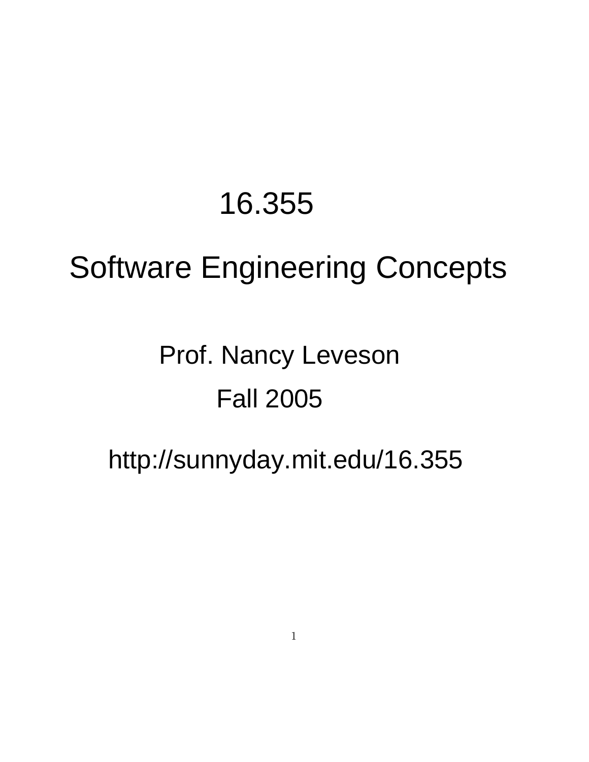# 16.355

# Software Engineering Concepts

Prof. Nancy Leveson

Fall 2005

http://sunnyday.mit.edu/16.355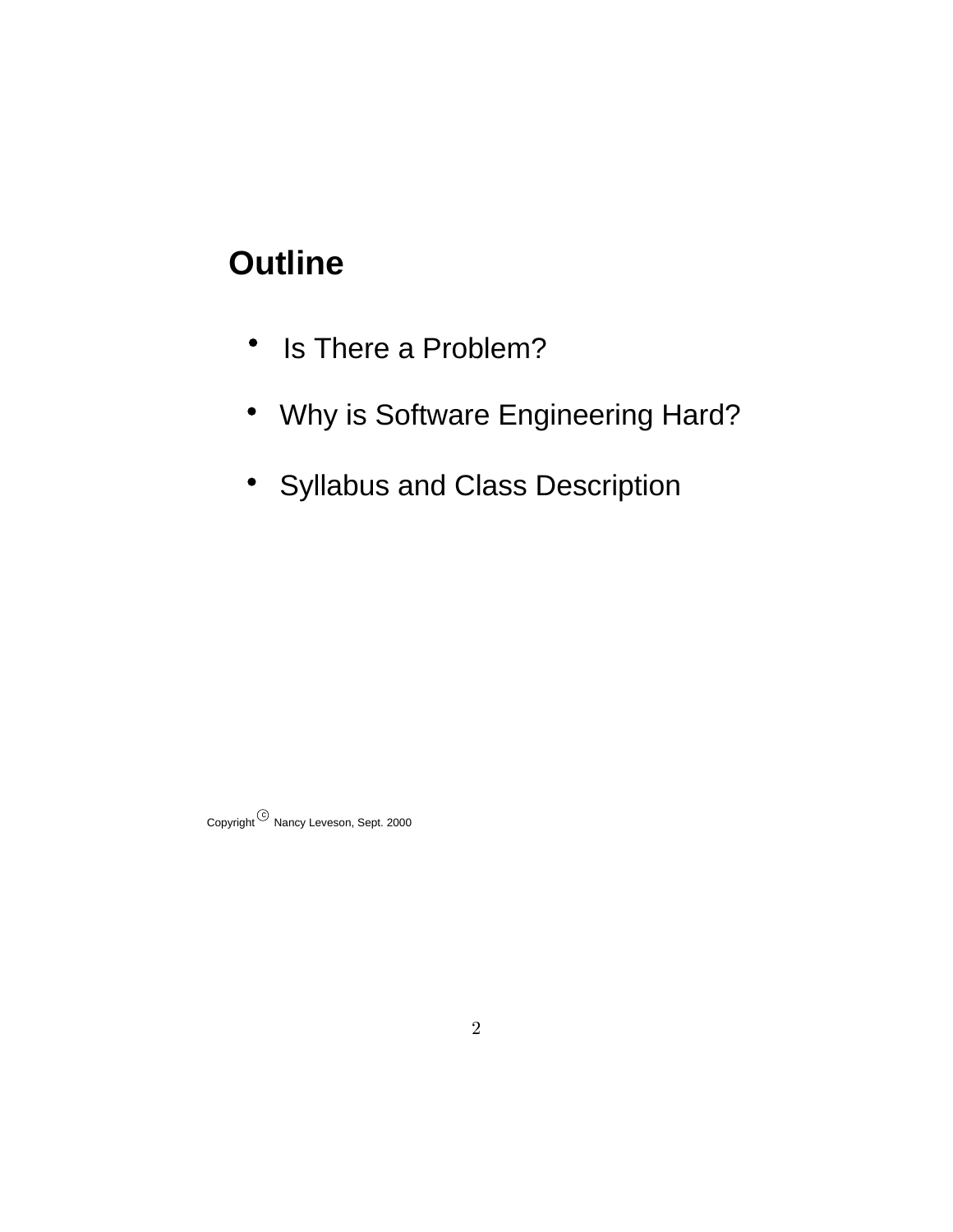# Outline

- Is There a Problem?
- Why is Software Engineering Hard?
- Syllabus and Class Description

Copyright © Nancy Leveson, Sept. 2000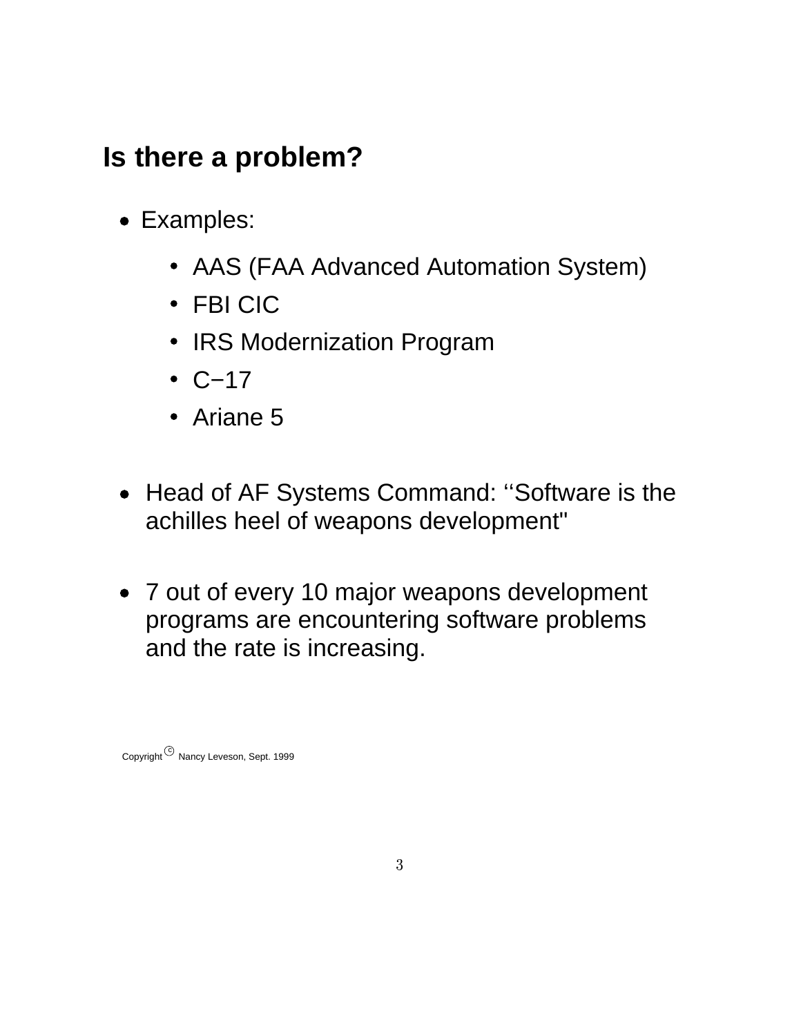## Is there a problem?

- Examples:
  - AAS (FAA Advanced Automation System)
  - FBI CIC
  - IRS Modernization Program
  - C−17
  - Ariane 5

- Head of AF Systems Command: ‘‘Software is the achilles heel of weapons development"

- 7 out of every 10 major weapons development programs are encountering software problems and the rate is increasing.

Copyright © Nancy Leveson, Sept. 1999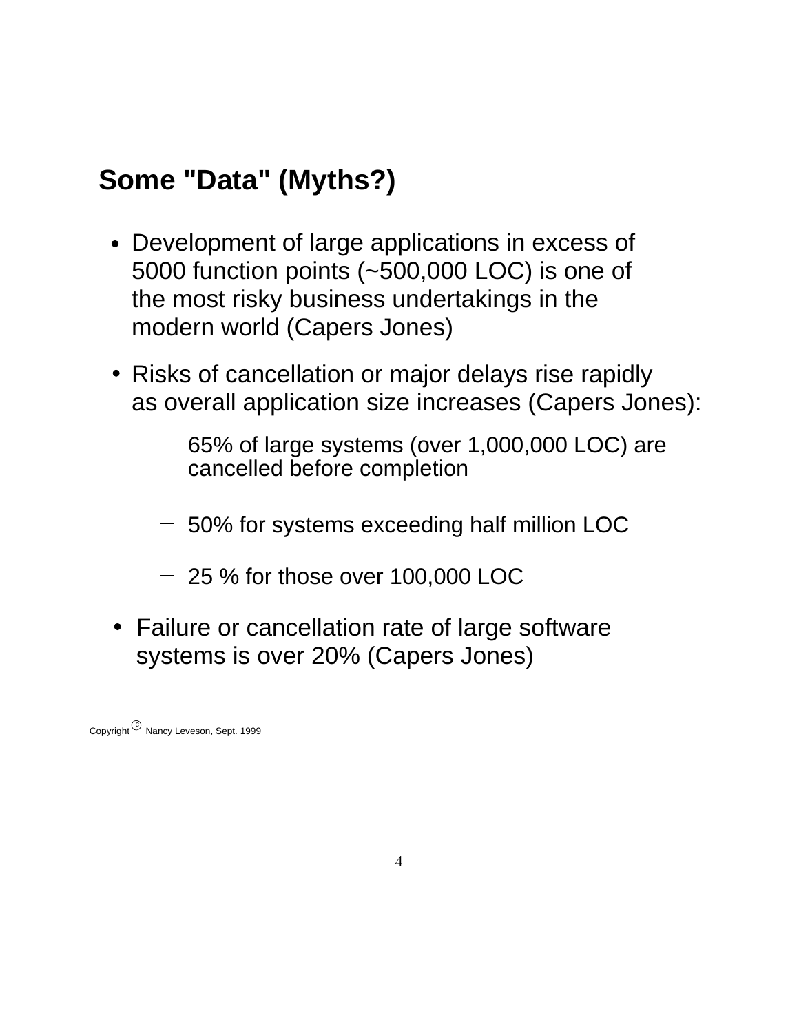## Some "Data" (Myths?)

- Development of large applications in excess of 5000 function points (~500,000 LOC) is one of the most risky business undertakings in the modern world (Capers Jones)

- Risks of cancellation or major delays rise rapidly as overall application size increases (Capers Jones):

  - 65% of large systems (over 1,000,000 LOC) are cancelled before completion

  - 50% for systems exceeding half million LOC

  - 25 % for those over 100,000 LOC

- Failure or cancellation rate of large software systems is over 20% (Capers Jones)

Copyright © Nancy Leveson, Sept. 1999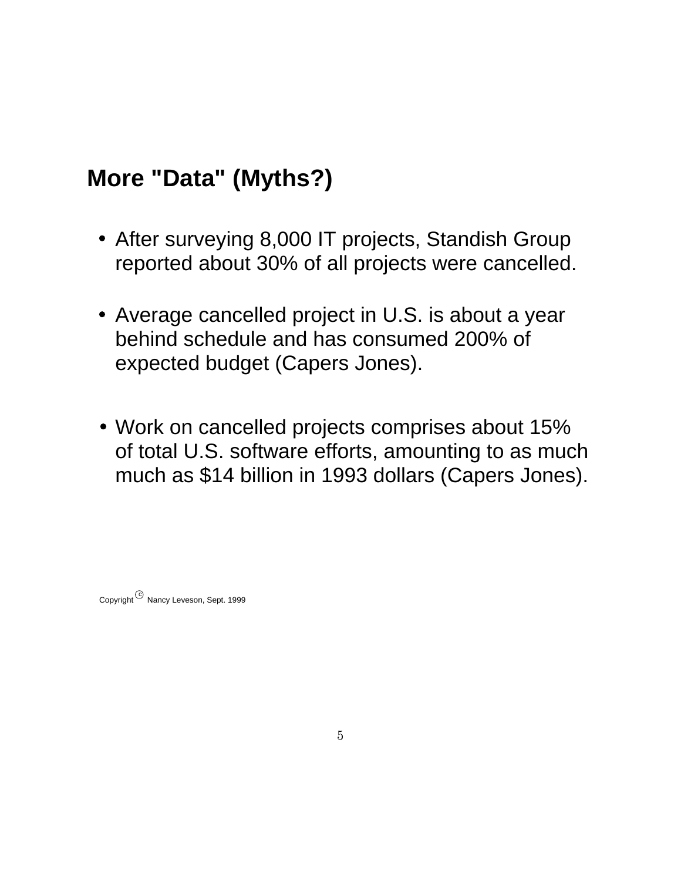## More "Data" (Myths?)

- After surveying 8,000 IT projects, Standish Group reported about 30% of all projects were cancelled.
- Average cancelled project in U.S. is about a year behind schedule and has consumed 200% of expected budget (Capers Jones).
- Work on cancelled projects comprises about 15% of total U.S. software efforts, amounting to as much much as $14 billion in 1993 dollars (Capers Jones).

Copyright © Nancy Leveson, Sept. 1999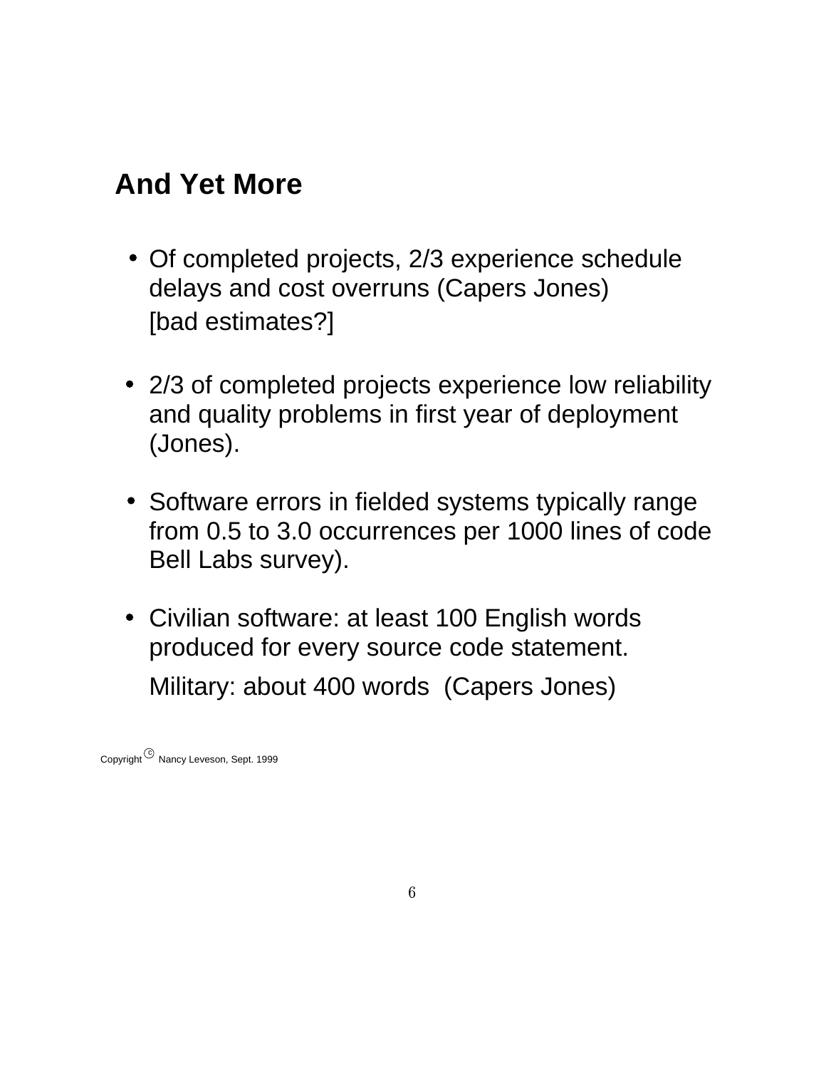## And Yet More

- Of completed projects, 2/3 experience schedule delays and cost overruns (Capers Jones)

  [bad estimates?]

- 2/3 of completed projects experience low reliability and quality problems in first year of deployment (Jones).

- Software errors in fielded systems typically range from 0.5 to 3.0 occurrences per 1000 lines of code Bell Labs survey).

- Civilian software: at least 100 English words produced for every source code statement.

  Military: about 400 words (Capers Jones)

Copyright © Nancy Leveson, Sept. 1999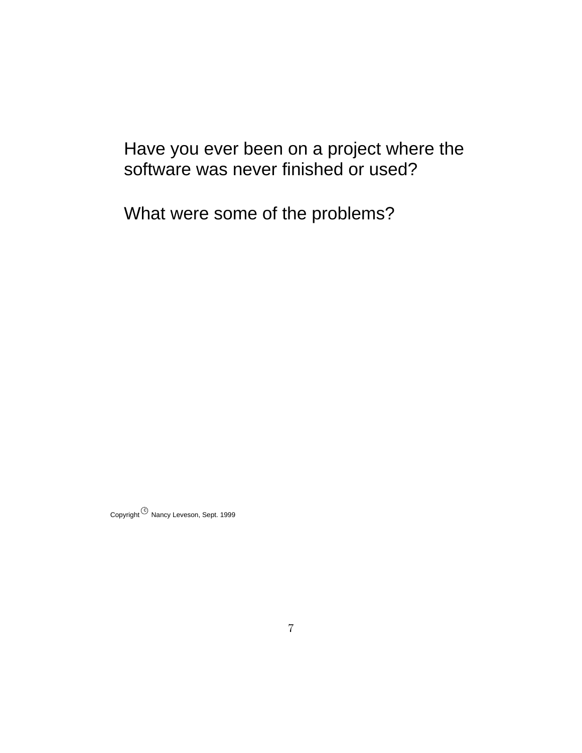Have you ever been on a project where the software was never finished or used?

What were some of the problems?

Copyright © Nancy Leveson, Sept. 1999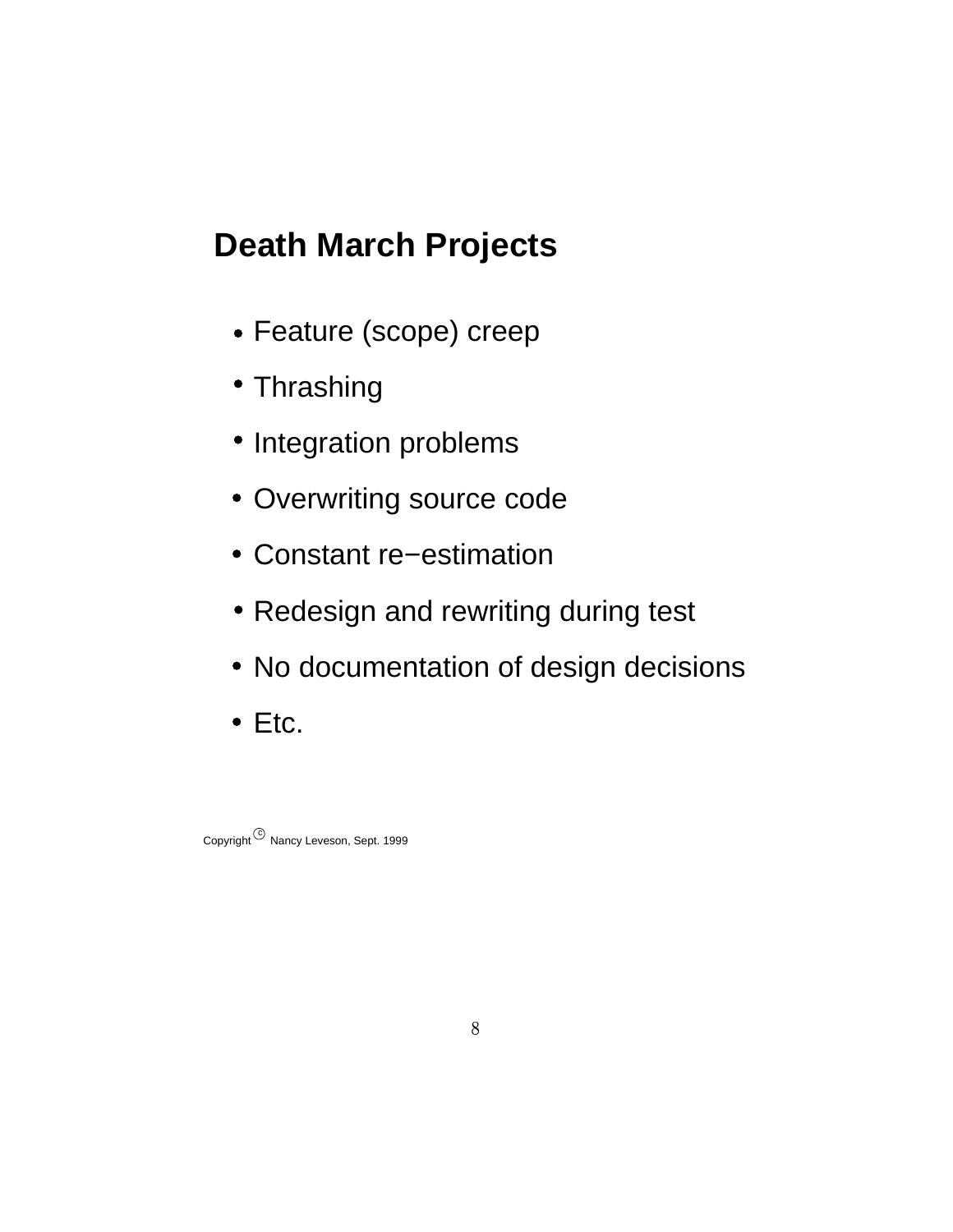# Death March Projects

- Feature (scope) creep
- Thrashing
- Integration problems
- Overwriting source code
- Constant re−estimation
- Redesign and rewriting during test
- No documentation of design decisions
- Etc.

Copyright © Nancy Leveson, Sept. 1999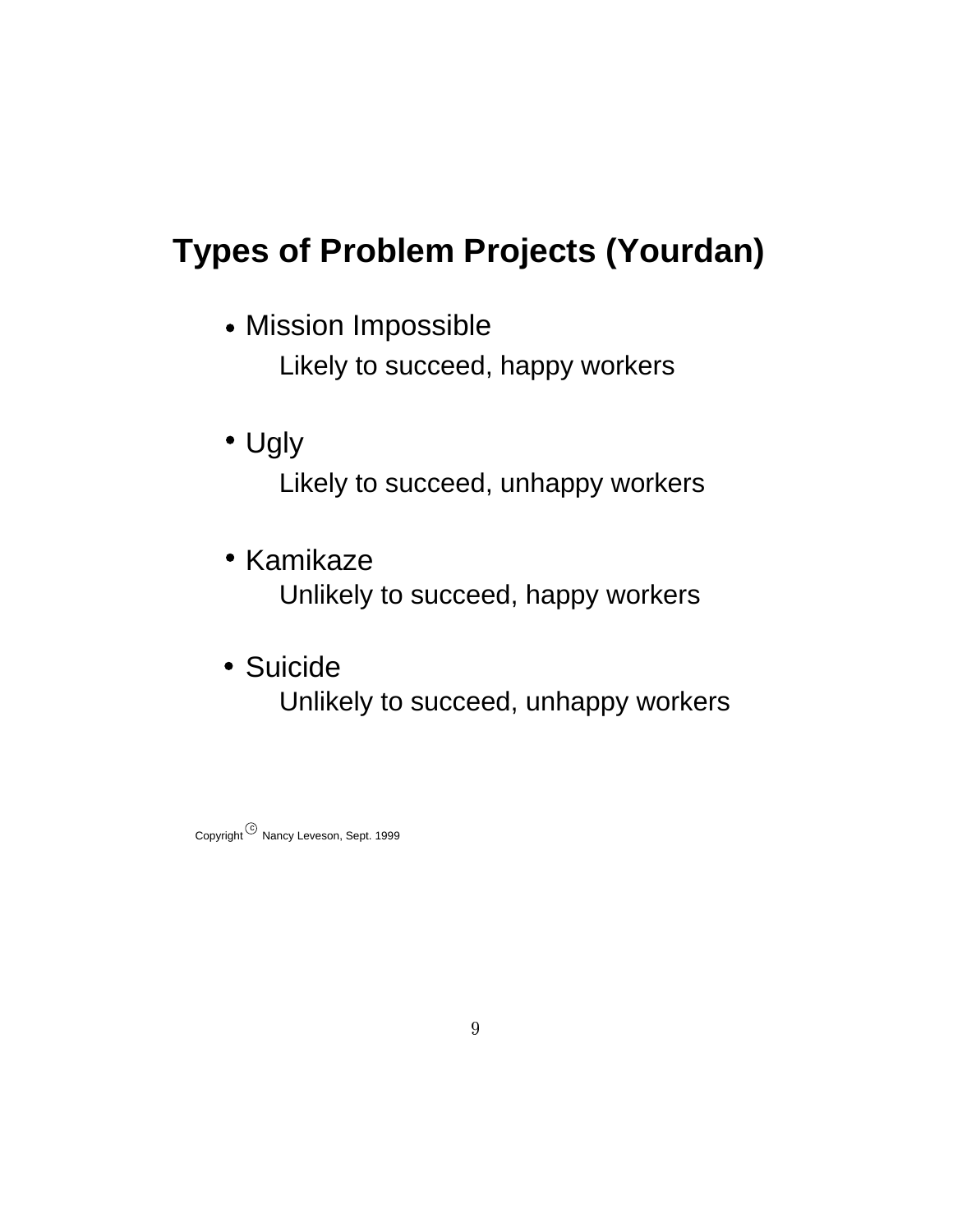# Types of Problem Projects (Yourdan)

- Mission Impossible

  Likely to succeed, happy workers

- Ugly

  Likely to succeed, unhappy workers

- Kamikaze

  Unlikely to succeed, happy workers

- Suicide

  Unlikely to succeed, unhappy workers

Copyright © Nancy Leveson, Sept. 1999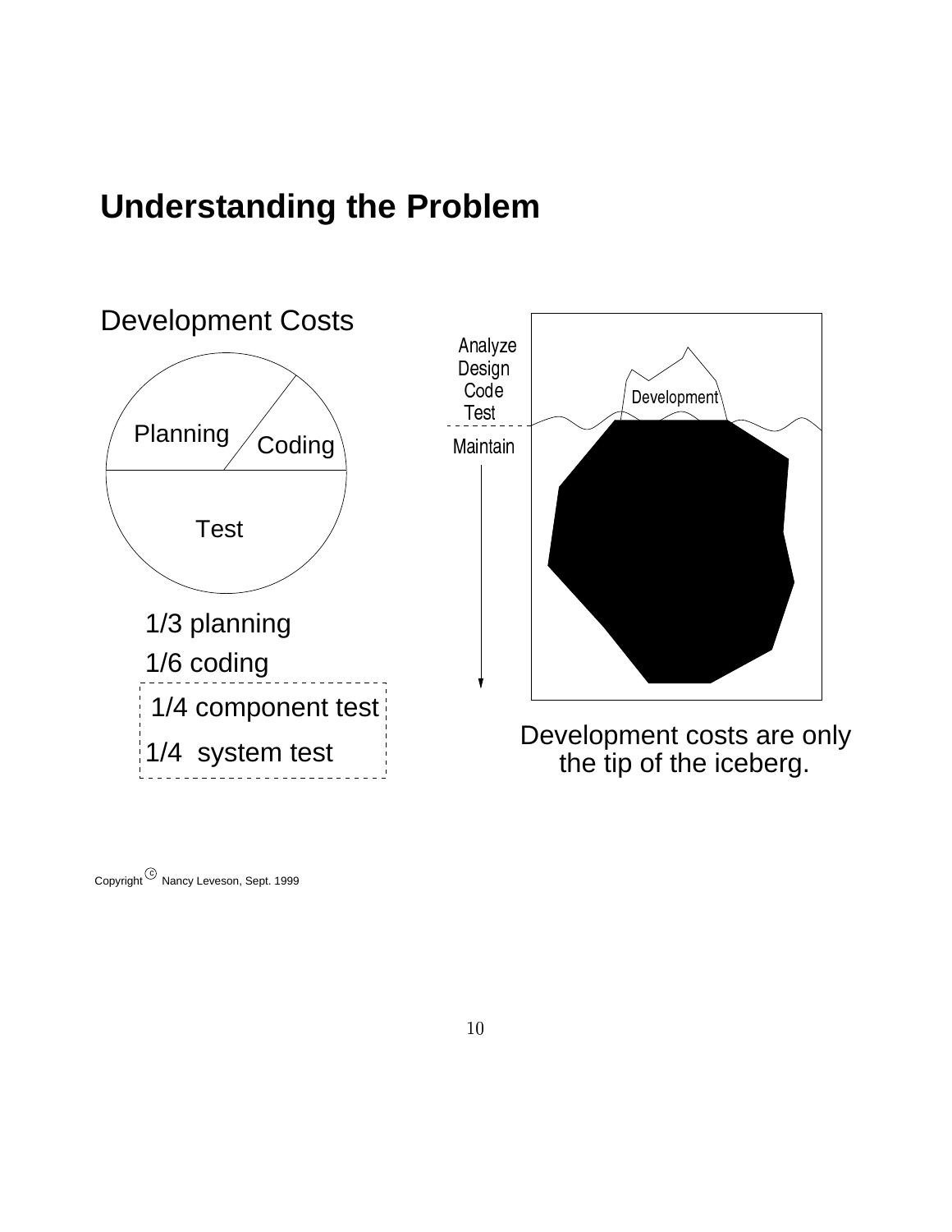# Understanding the Problem

Development Costs

Planning

Coding

Test

1/3 planning

1/6 coding

1/4 component test

1/4 system test

Analyze
Design
Code
Test

Maintain

Development

Development costs are only the tip of the iceberg.

Copyright © Nancy Leveson, Sept. 1999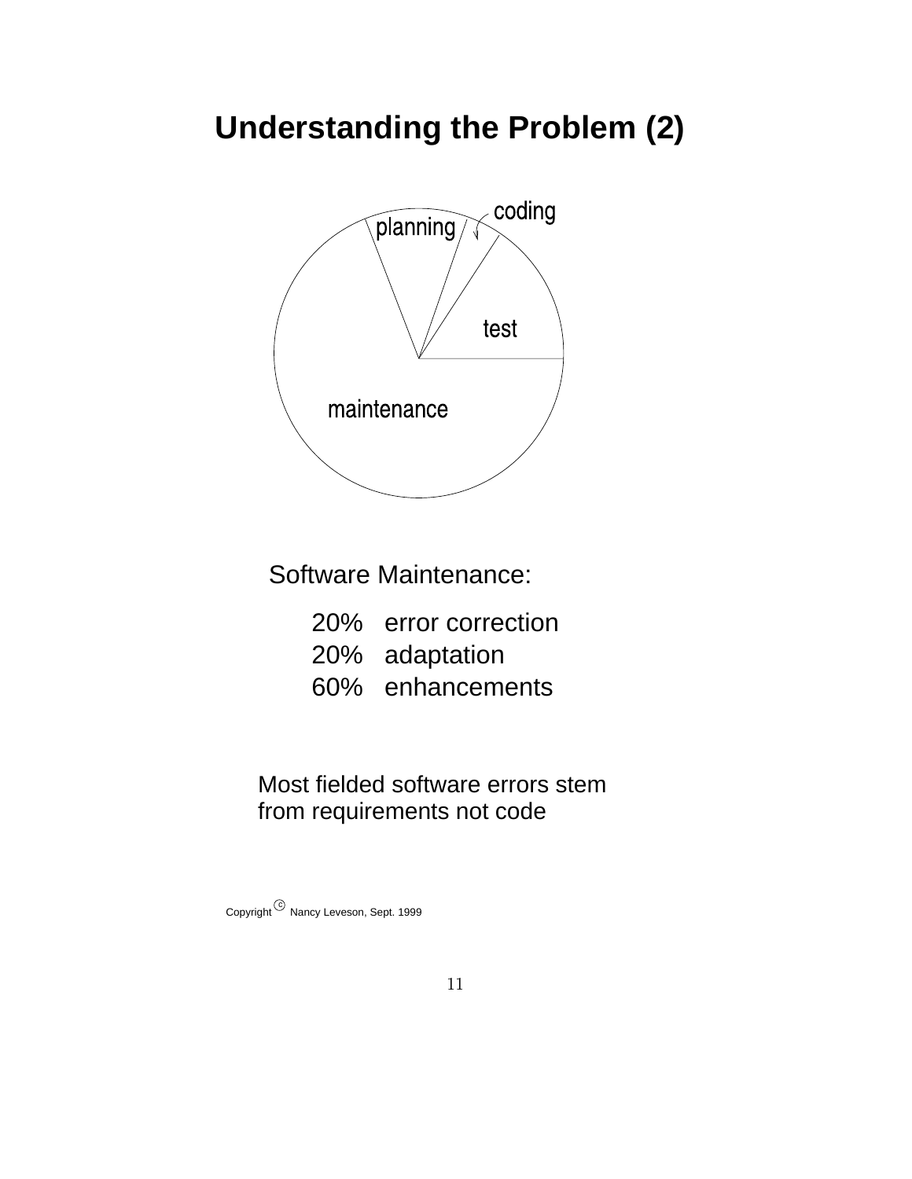# Understanding the Problem (2)

planning

coding

test

maintenance

Software Maintenance:

20%   error correction
20%   adaptation
60%   enhancements

Most fielded software errors stem from requirements not code

Copyright © Nancy Leveson, Sept. 1999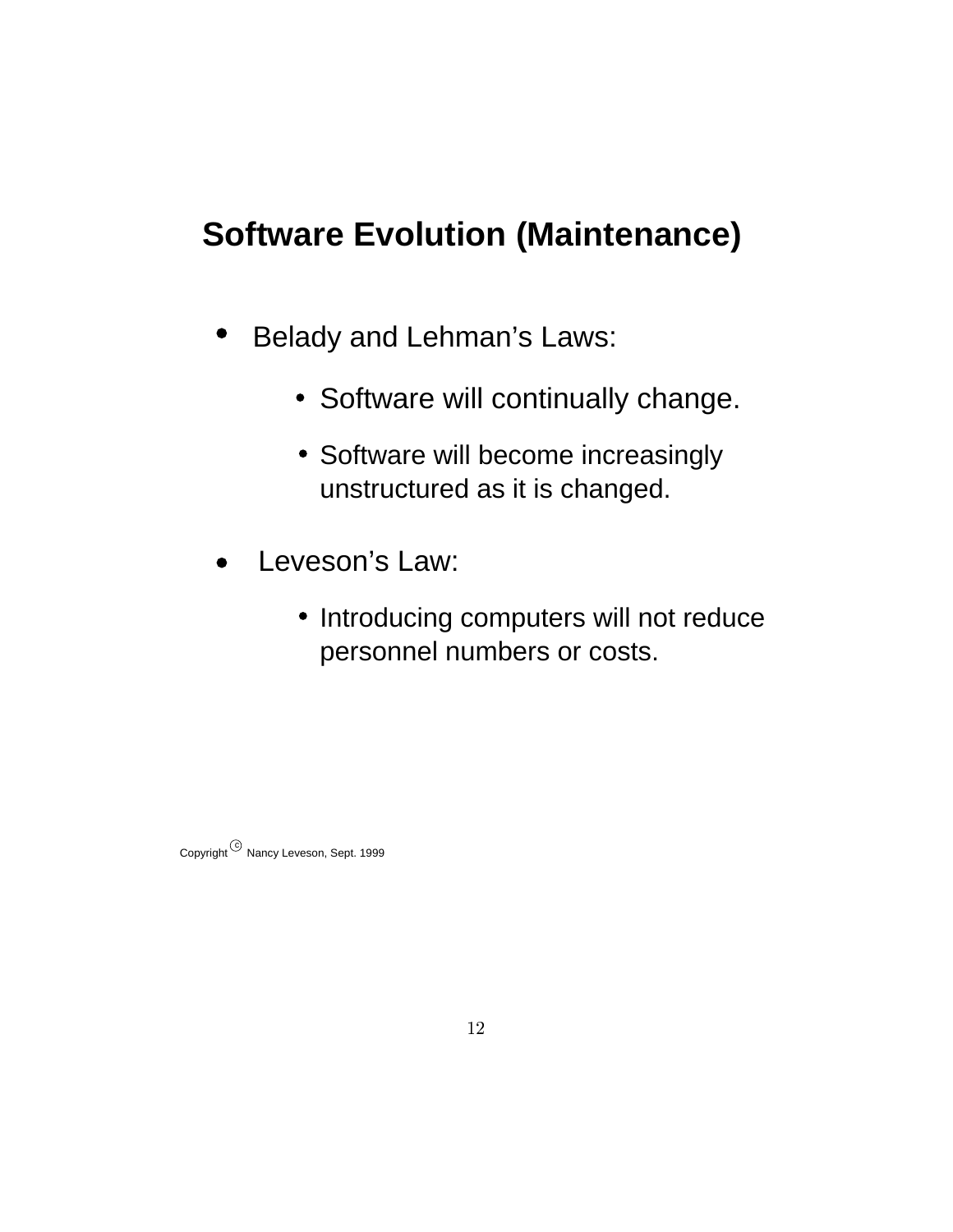# Software Evolution (Maintenance)

- Belady and Lehman's Laws:
  - Software will continually change.
  - Software will become increasingly unstructured as it is changed.
- Leveson's Law:
  - Introducing computers will not reduce personnel numbers or costs.

Copyright © Nancy Leveson, Sept. 1999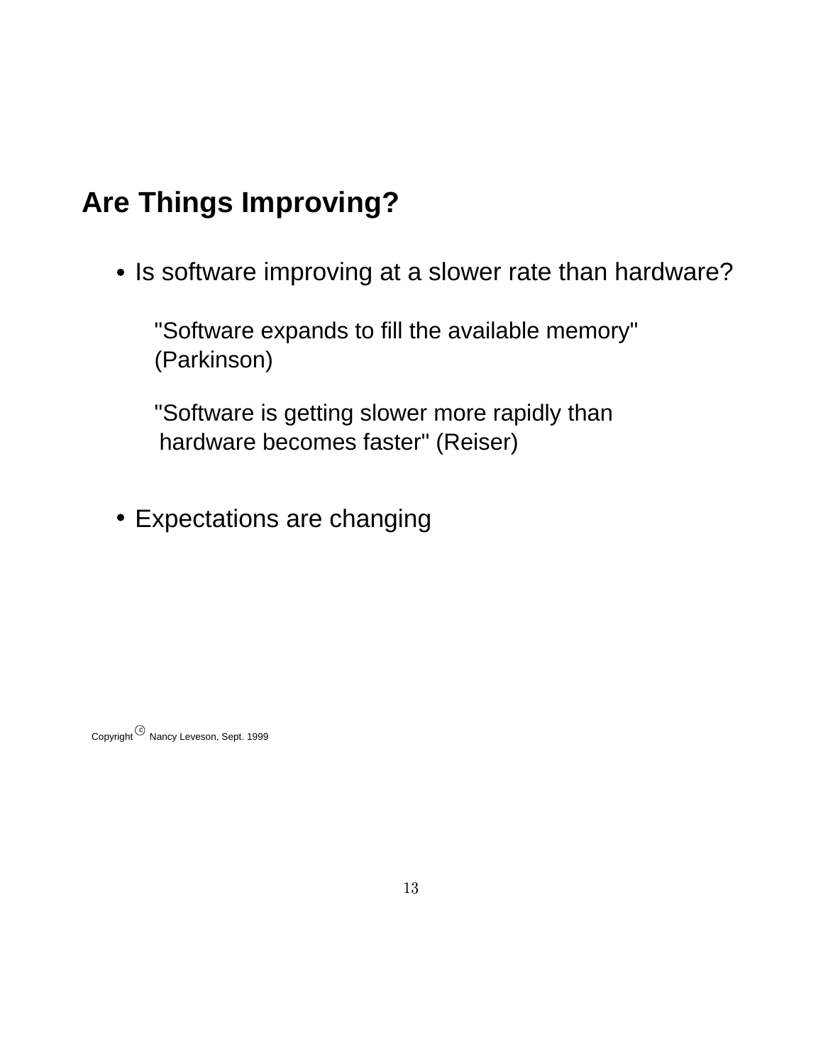## Are Things Improving?

- Is software improving at a slower rate than hardware?

  "Software expands to fill the available memory" (Parkinson)

  "Software is getting slower more rapidly than hardware becomes faster" (Reiser)

- Expectations are changing

Copyright © Nancy Leveson, Sept. 1999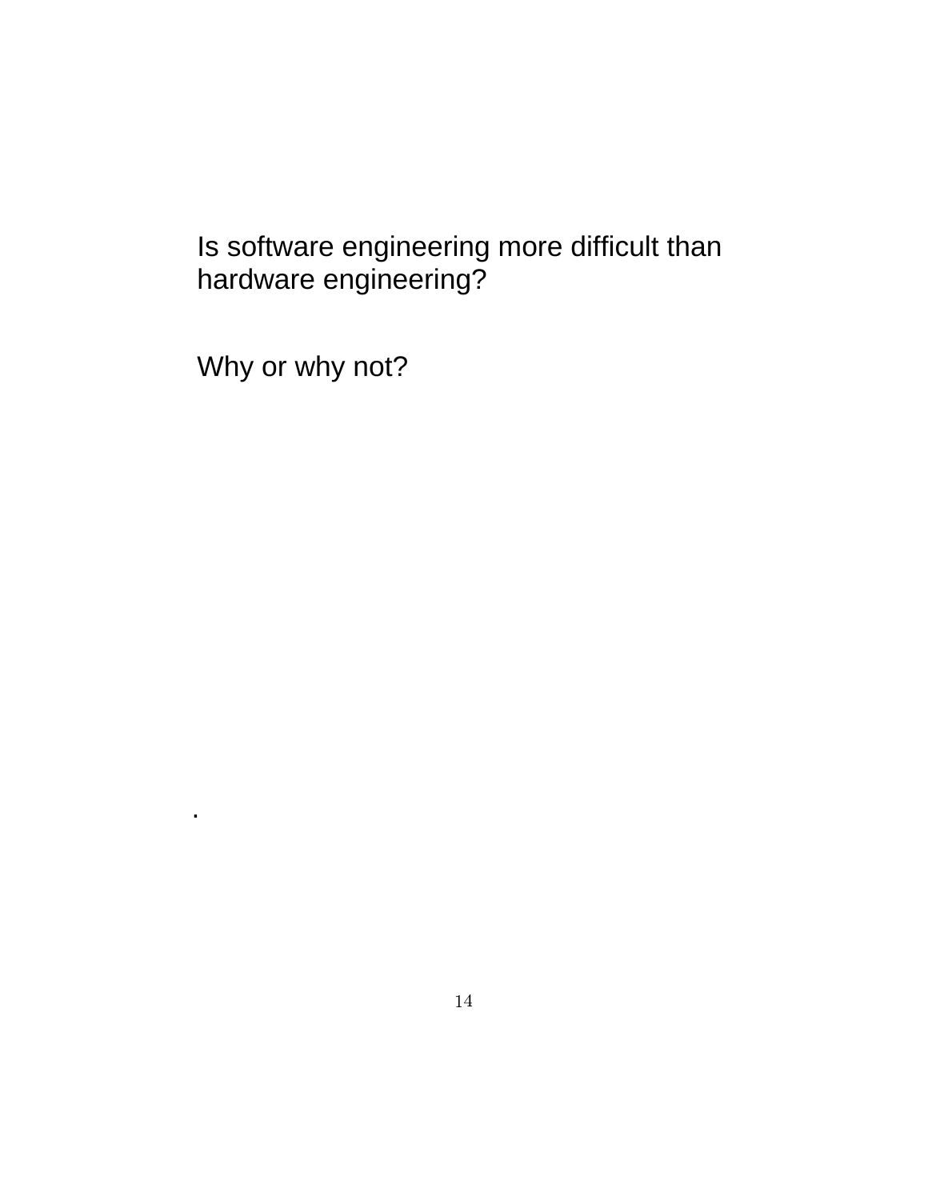Is software engineering more difficult than hardware engineering?

Why or why not?

.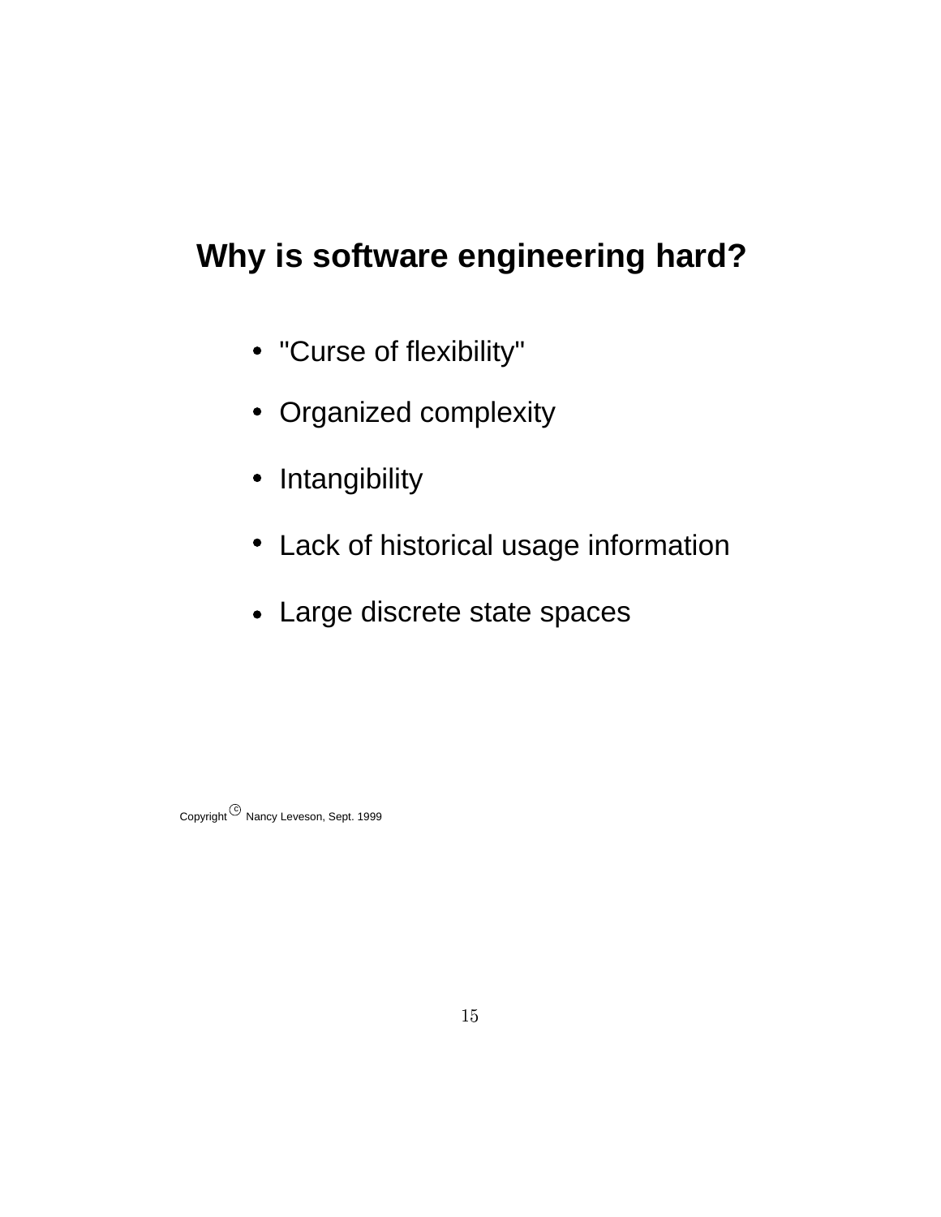## Why is software engineering hard?

- "Curse of flexibility"
- Organized complexity
- Intangibility
- Lack of historical usage information
- Large discrete state spaces

Copyright © Nancy Leveson, Sept. 1999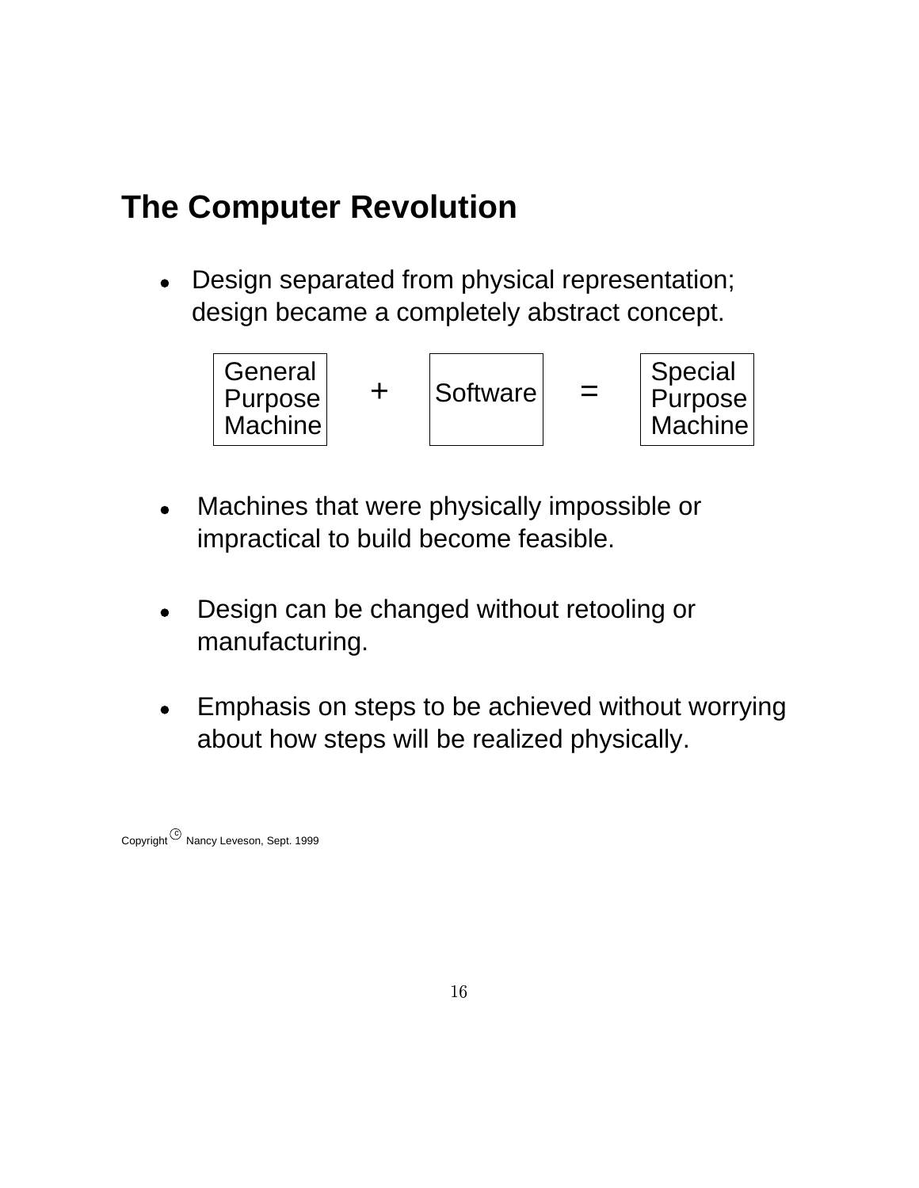## The Computer Revolution

- Design separated from physical representation; design became a completely abstract concept.

General Purpose Machine + Software = Special Purpose Machine

- Machines that were physically impossible or impractical to build become feasible.

- Design can be changed without retooling or manufacturing.

- Emphasis on steps to be achieved without worrying about how steps will be realized physically.

Copyright © Nancy Leveson, Sept. 1999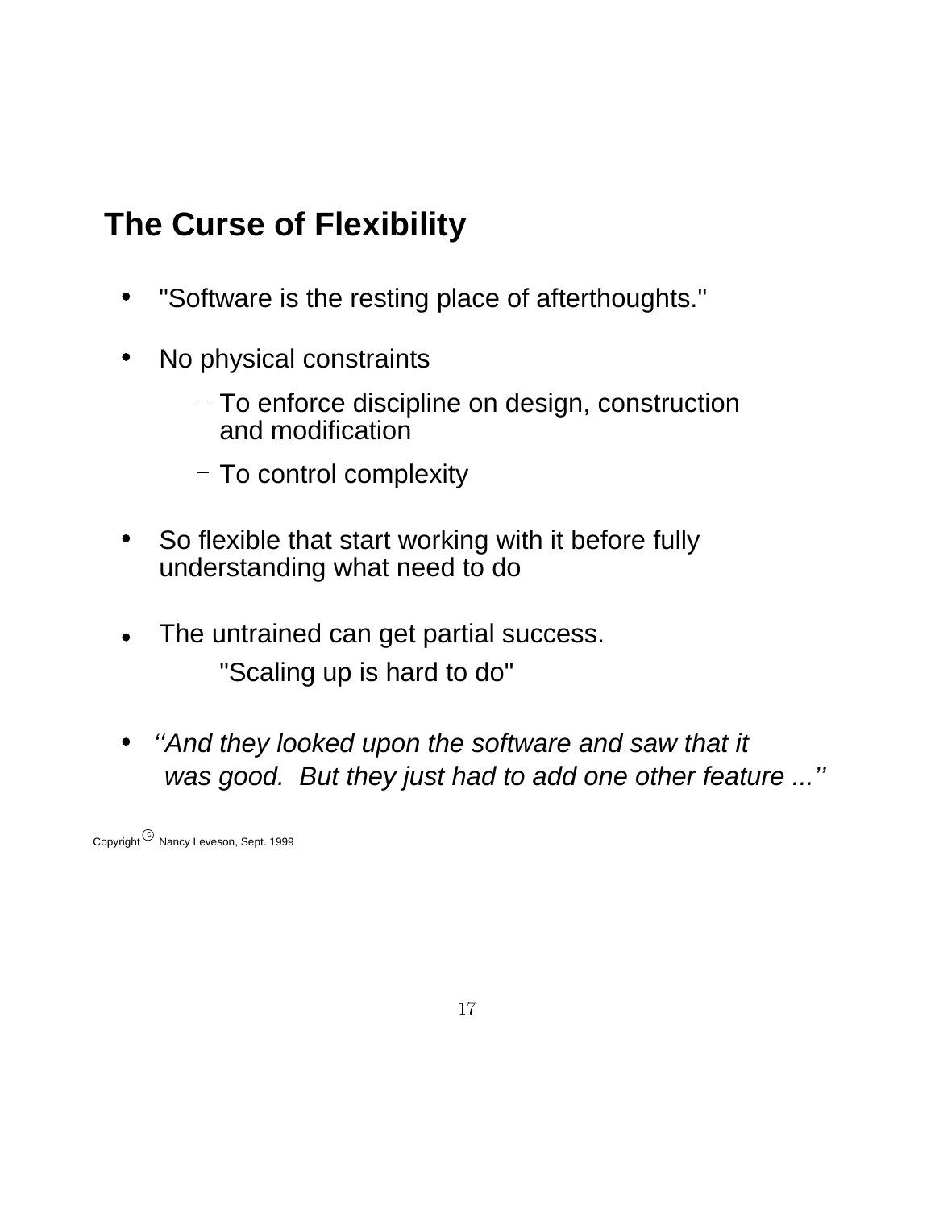## The Curse of Flexibility

- "Software is the resting place of afterthoughts."
- No physical constraints
  - To enforce discipline on design, construction and modification
  - To control complexity
- So flexible that start working with it before fully understanding what need to do
- The untrained can get partial success.

  "Scaling up is hard to do"
- *''And they looked upon the software and saw that it was good. But they just had to add one other feature ...''*

Copyright © Nancy Leveson, Sept. 1999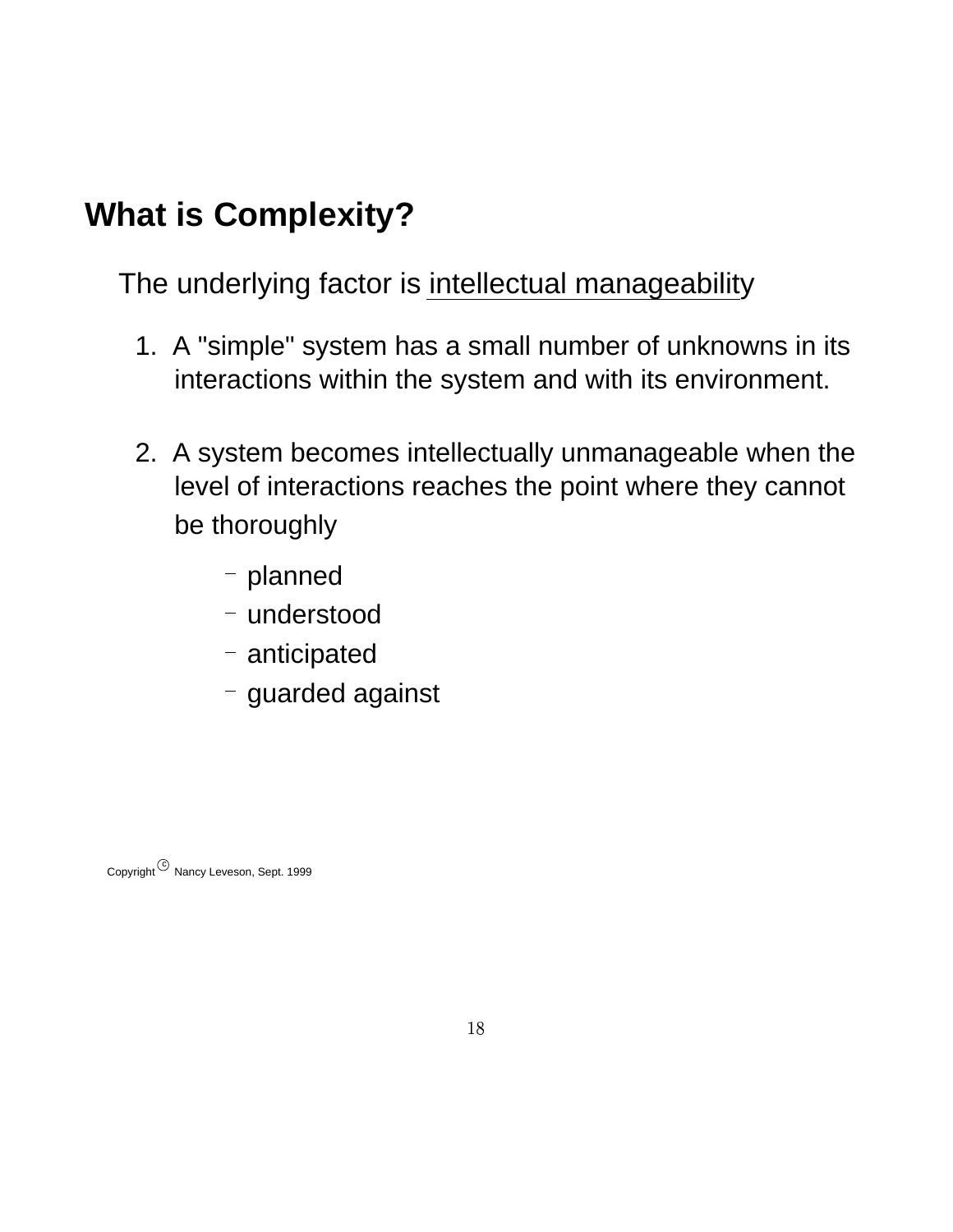## What is Complexity?

The underlying factor is intellectual manageability

1. A "simple" system has a small number of unknowns in its interactions within the system and with its environment.

2. A system becomes intellectually unmanageable when the level of interactions reaches the point where they cannot be thoroughly

   - planned
   - understood
   - anticipated
   - guarded against

Copyright © Nancy Leveson, Sept. 1999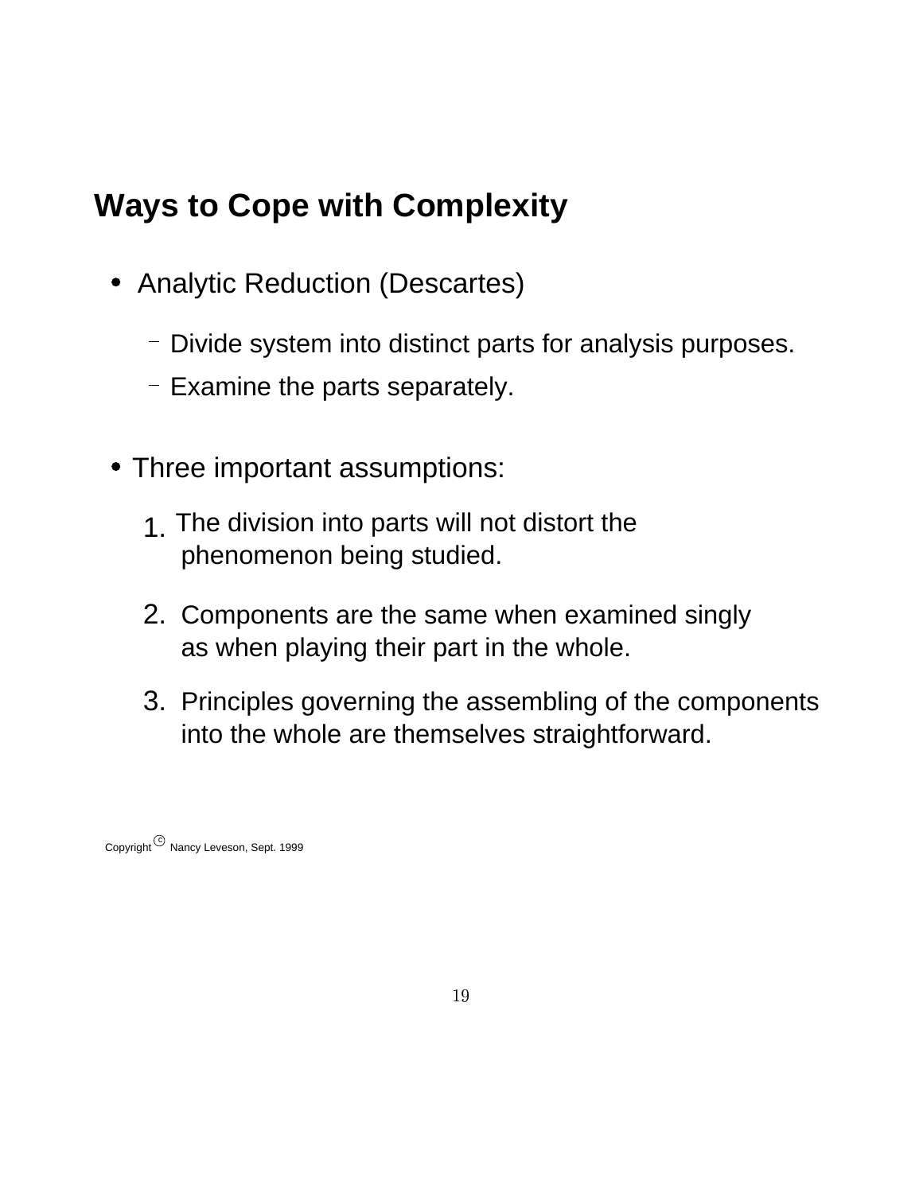## Ways to Cope with Complexity

- Analytic Reduction (Descartes)
  - Divide system into distinct parts for analysis purposes.
  - Examine the parts separately.

- Three important assumptions:

  1. The division into parts will not distort the phenomenon being studied.
  2. Components are the same when examined singly as when playing their part in the whole.
  3. Principles governing the assembling of the components into the whole are themselves straightforward.

Copyright © Nancy Leveson, Sept. 1999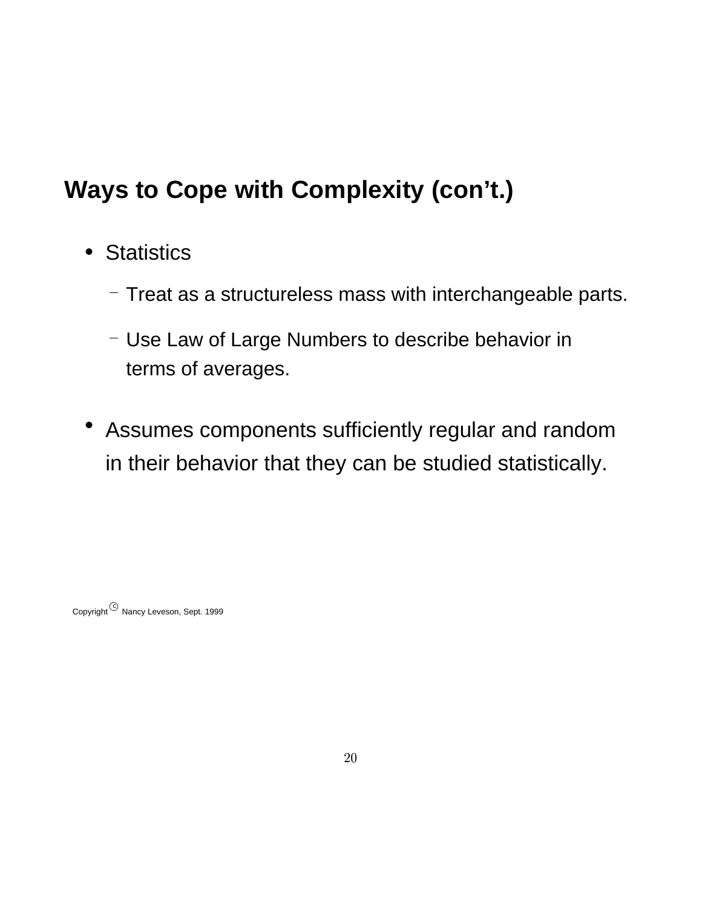## Ways to Cope with Complexity (con't.)

- Statistics
  - Treat as a structureless mass with interchangeable parts.
  - Use Law of Large Numbers to describe behavior in terms of averages.
- Assumes components sufficiently regular and random in their behavior that they can be studied statistically.

Copyright © Nancy Leveson, Sept. 1999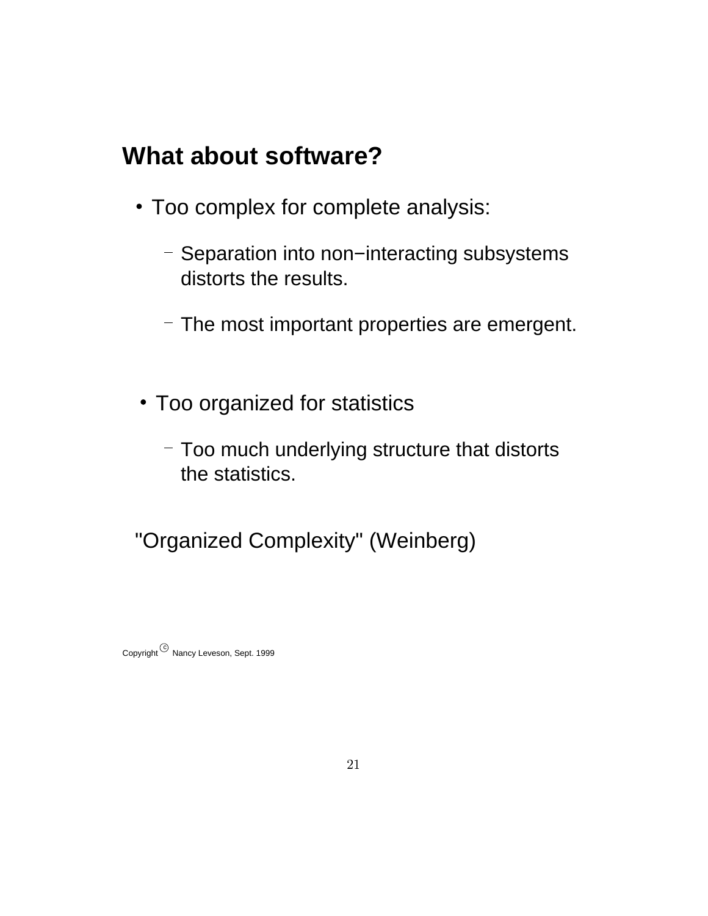## What about software?

- Too complex for complete analysis:
  - Separation into non−interacting subsystems distorts the results.
  - The most important properties are emergent.

- Too organized for statistics
  - Too much underlying structure that distorts the statistics.

"Organized Complexity" (Weinberg)

Copyright © Nancy Leveson, Sept. 1999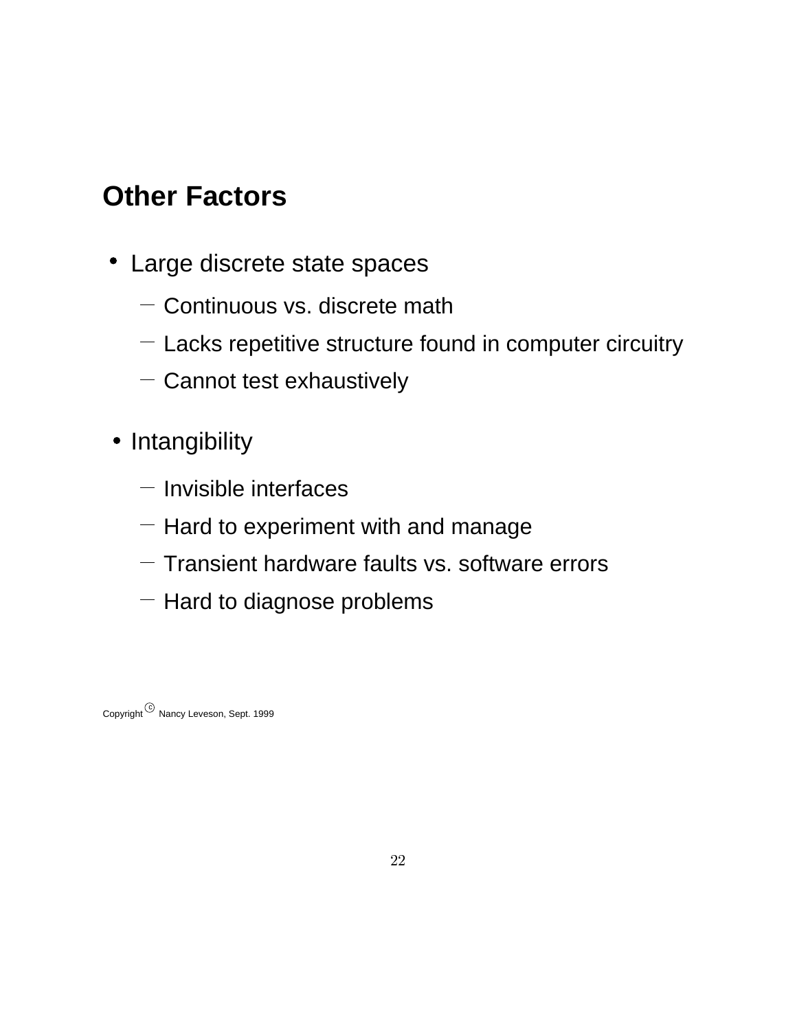## Other Factors

- Large discrete state spaces
  - Continuous vs. discrete math
  - Lacks repetitive structure found in computer circuitry
  - Cannot test exhaustively
- Intangibility
  - Invisible interfaces
  - Hard to experiment with and manage
  - Transient hardware faults vs. software errors
  - Hard to diagnose problems

Copyright © Nancy Leveson, Sept. 1999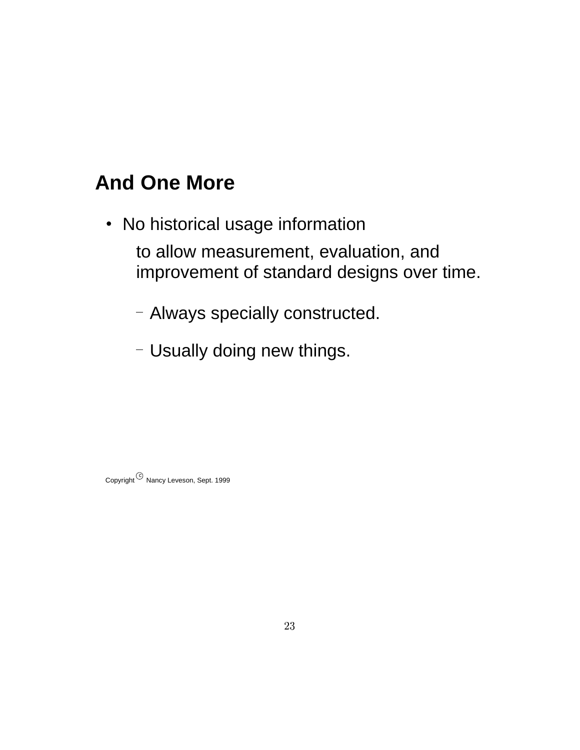## And One More

- No historical usage information

  to allow measurement, evaluation, and improvement of standard designs over time.

  - Always specially constructed.
  - Usually doing new things.

Copyright © Nancy Leveson, Sept. 1999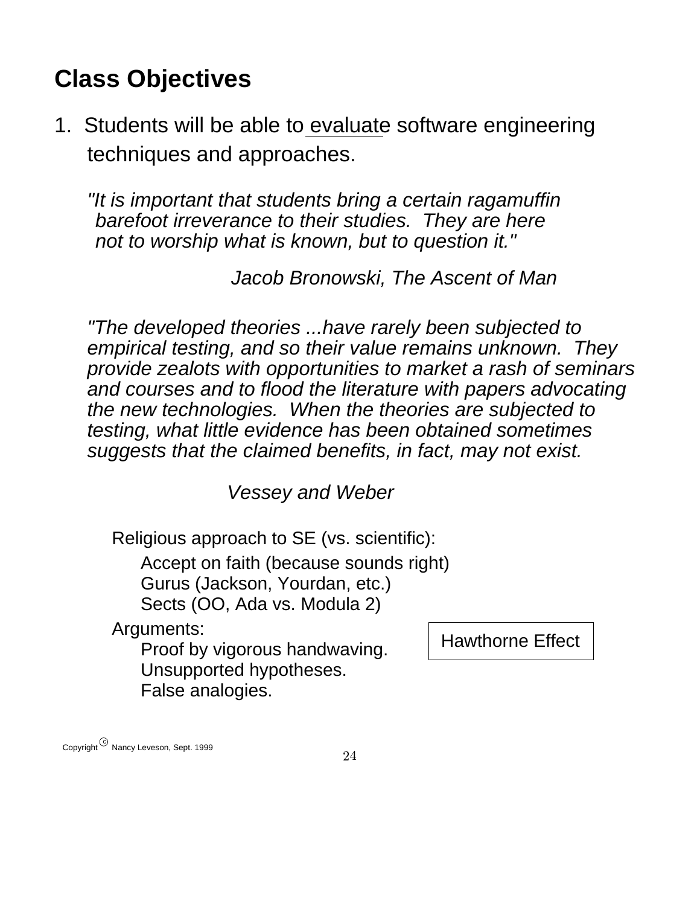# Class Objectives

1. Students will be able to evaluate software engineering techniques and approaches.

*"It is important that students bring a certain ragamuffin barefoot irreverance to their studies. They are here not to worship what is known, but to question it."*

*Jacob Bronowski, The Ascent of Man*

*"The developed theories ...have rarely been subjected to empirical testing, and so their value remains unknown. They provide zealots with opportunities to market a rash of seminars and courses and to flood the literature with papers advocating the new technologies. When the theories are subjected to testing, what little evidence has been obtained sometimes suggests that the claimed benefits, in fact, may not exist.*

*Vessey and Weber*

Religious approach to SE (vs. scientific):

- Accept on faith (because sounds right)
- Gurus (Jackson, Yourdan, etc.)
- Sects (OO, Ada vs. Modula 2)

Arguments:

- Proof by vigorous handwaving.
- Unsupported hypotheses.
- False analogies.

Hawthorne Effect

Copyright © Nancy Leveson, Sept. 1999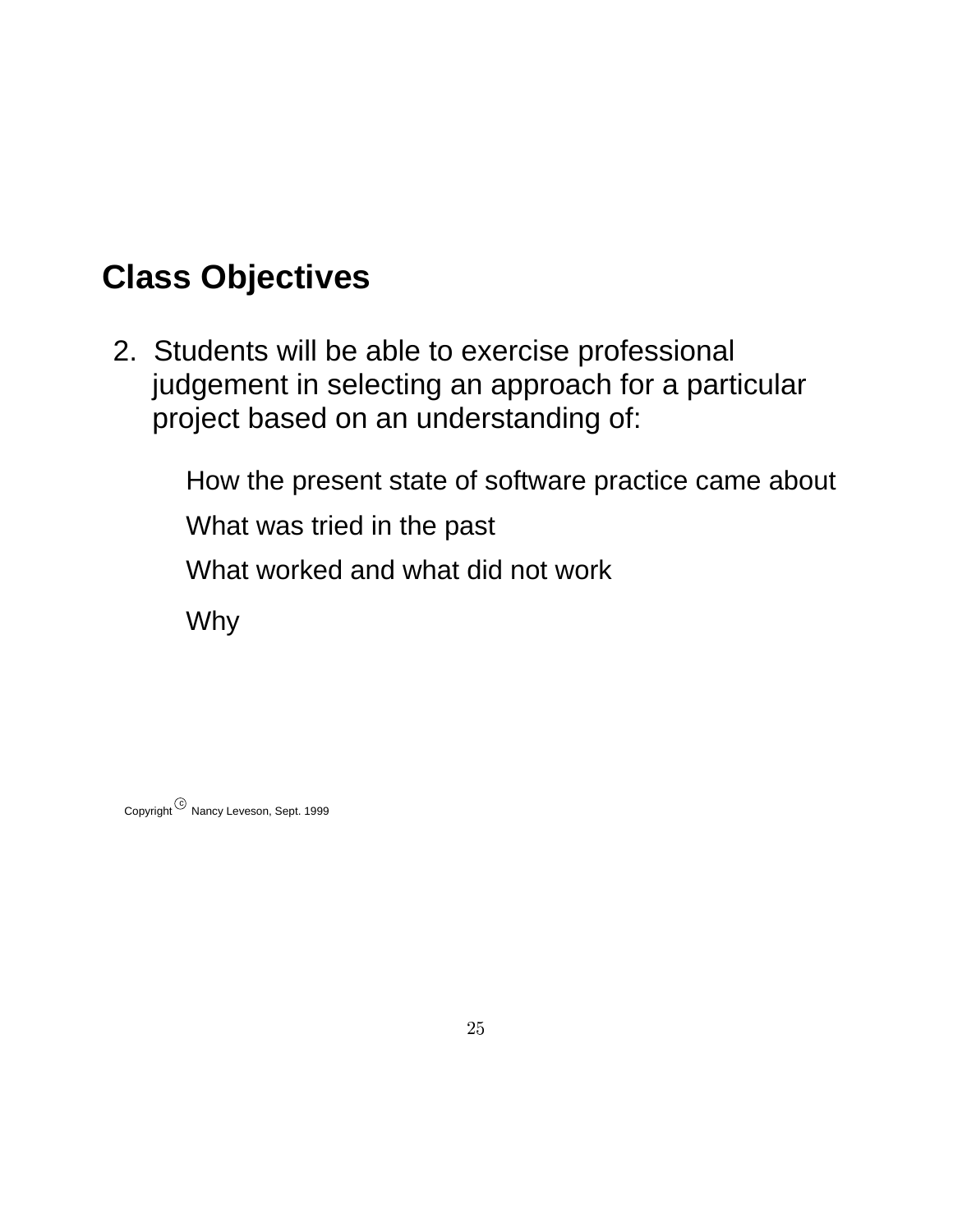## Class Objectives

2. Students will be able to exercise professional judgement in selecting an approach for a particular project based on an understanding of:

   How the present state of software practice came about

   What was tried in the past

   What worked and what did not work

   Why

Copyright © Nancy Leveson, Sept. 1999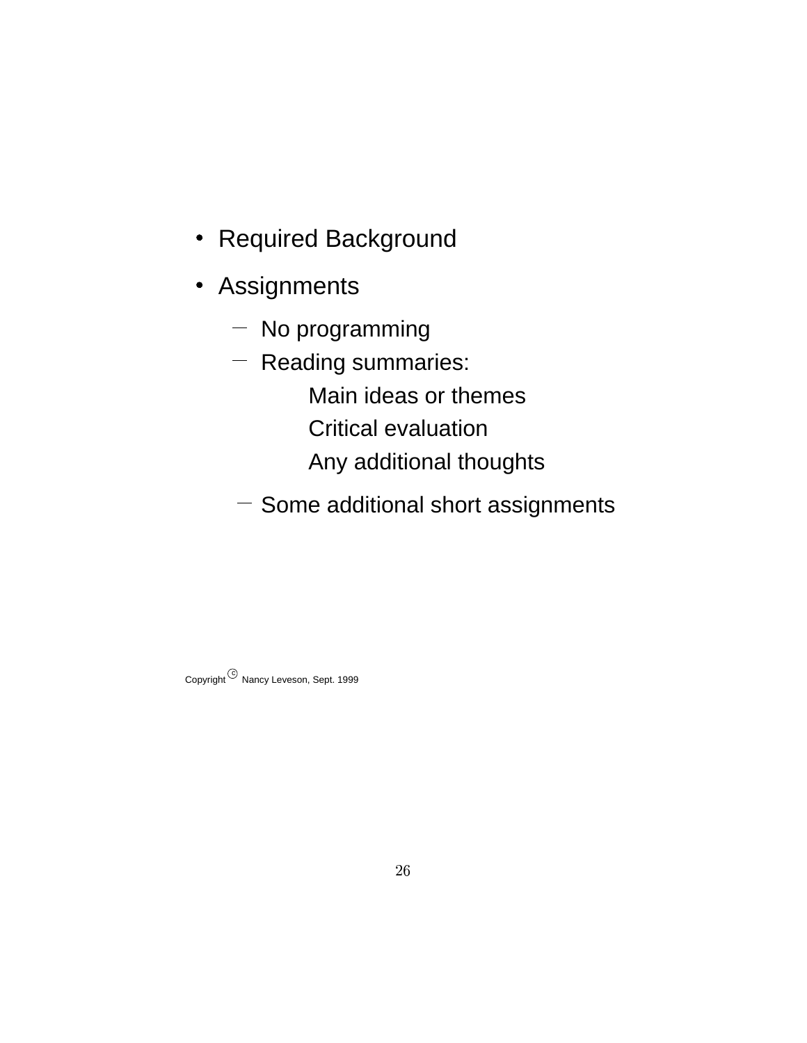- Required Background
- Assignments
  - No programming
  - Reading summaries:
    - Main ideas or themes
    - Critical evaluation
    - Any additional thoughts
  - Some additional short assignments

Copyright © Nancy Leveson, Sept. 1999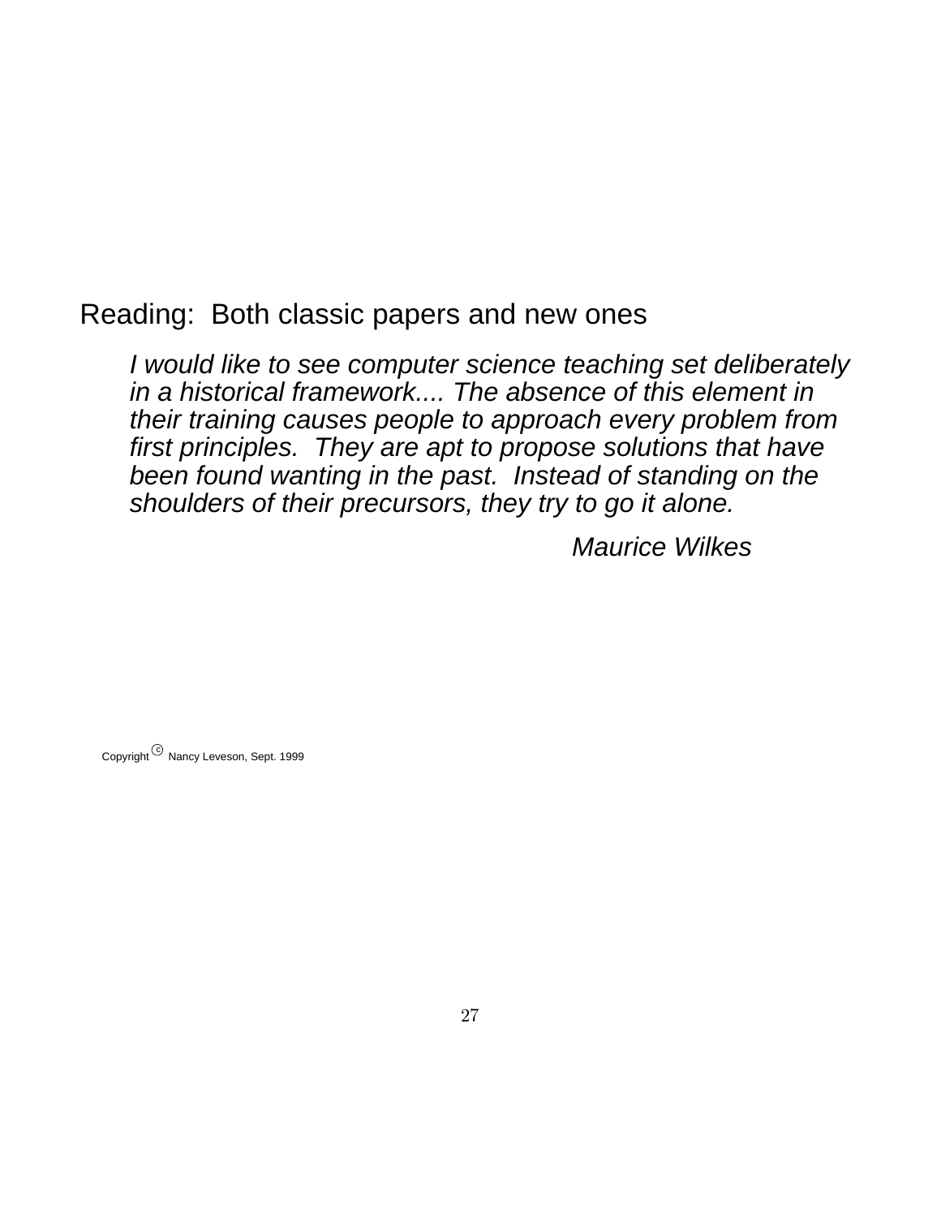Reading: Both classic papers and new ones

> *I would like to see computer science teaching set deliberately in a historical framework.... The absence of this element in their training causes people to approach every problem from first principles. They are apt to propose solutions that have been found wanting in the past. Instead of standing on the shoulders of their precursors, they try to go it alone.*
>
> *Maurice Wilkes*

Copyright © Nancy Leveson, Sept. 1999